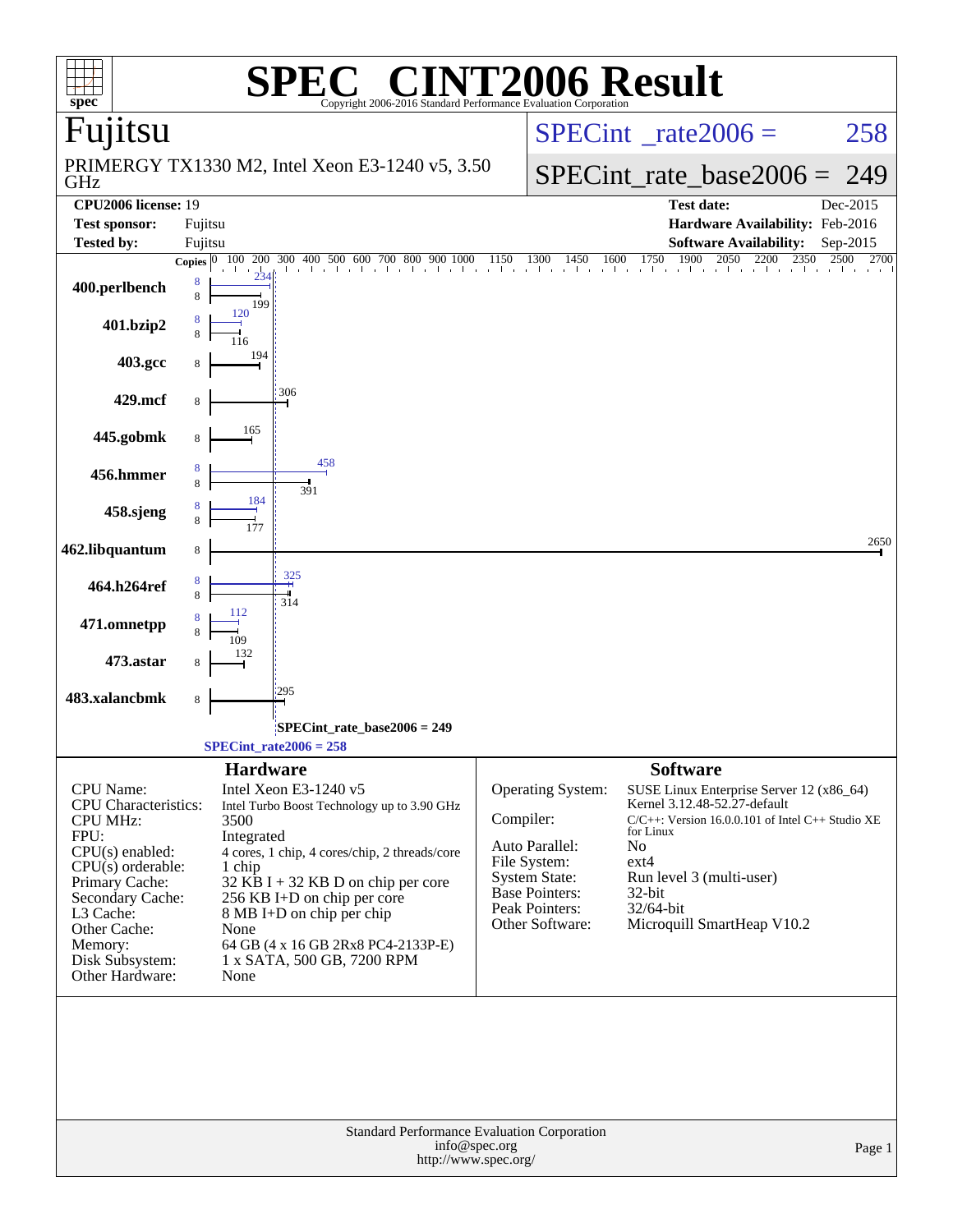# SPEC CINT2006 Result

Copyright 2006-2016 Standard Performance Evaluation Corporation

## Fujitsu

PRIMERGY TX1330 M2, Intel Xeon E3-1240 v5, 3.50 GHz

SPECint_rate2006 = 258

SPECint_rate_base2006 = 249

| | | | |
|---|---|---|---|
| **CPU2006 license:** | 19 | **Test date:** | Dec-2015 |
| **Test sponsor:** | Fujitsu | **Hardware Availability:** | Feb-2016 |
| **Tested by:** | Fujitsu | **Software Availability:** | Sep-2015 |

| Benchmark | Copies (peak) | Peak | Copies (base) | Base |
|---|---|---|---|---|
| 400.perlbench | 8 | 234 | 8 | 199 |
| 401.bzip2 | 8 | 120 | 8 | 116 |
| 403.gcc | | | 8 | 194 |
| 429.mcf | | | 8 | 306 |
| 445.gobmk | | | 8 | 165 |
| 456.hmmer | 8 | 458 | 8 | 391 |
| 458.sjeng | 8 | 184 | 8 | 177 |
| 462.libquantum | | | 8 | 2650 |
| 464.h264ref | 8 | 325 | 8 | 314 |
| 471.omnetpp | 8 | 112 | 8 | 109 |
| 473.astar | | | 8 | 132 |
| 483.xalancbmk | | | 8 | 295 |

SPECint_rate_base2006 = 249

SPECint_rate2006 = 258

## Hardware

| | |
|---|---|
| CPU Name: | Intel Xeon E3-1240 v5 |
| CPU Characteristics: | Intel Turbo Boost Technology up to 3.90 GHz |
| CPU MHz: | 3500 |
| FPU: | Integrated |
| CPU(s) enabled: | 4 cores, 1 chip, 4 cores/chip, 2 threads/core |
| CPU(s) orderable: | 1 chip |
| Primary Cache: | 32 KB I + 32 KB D on chip per core |
| Secondary Cache: | 256 KB I+D on chip per core |
| L3 Cache: | 8 MB I+D on chip per chip |
| Other Cache: | None |
| Memory: | 64 GB (4 x 16 GB 2Rx8 PC4-2133P-E) |
| Disk Subsystem: | 1 x SATA, 500 GB, 7200 RPM |
| Other Hardware: | None |

## Software

| | |
|---|---|
| Operating System: | SUSE Linux Enterprise Server 12 (x86_64) Kernel 3.12.48-52.27-default |
| Compiler: | C/C++: Version 16.0.0.101 of Intel C++ Studio XE for Linux |
| Auto Parallel: | No |
| File System: | ext4 |
| System State: | Run level 3 (multi-user) |
| Base Pointers: | 32-bit |
| Peak Pointers: | 32/64-bit |
| Other Software: | Microquill SmartHeap V10.2 |

Standard Performance Evaluation Corporation
info@spec.org
http://www.spec.org/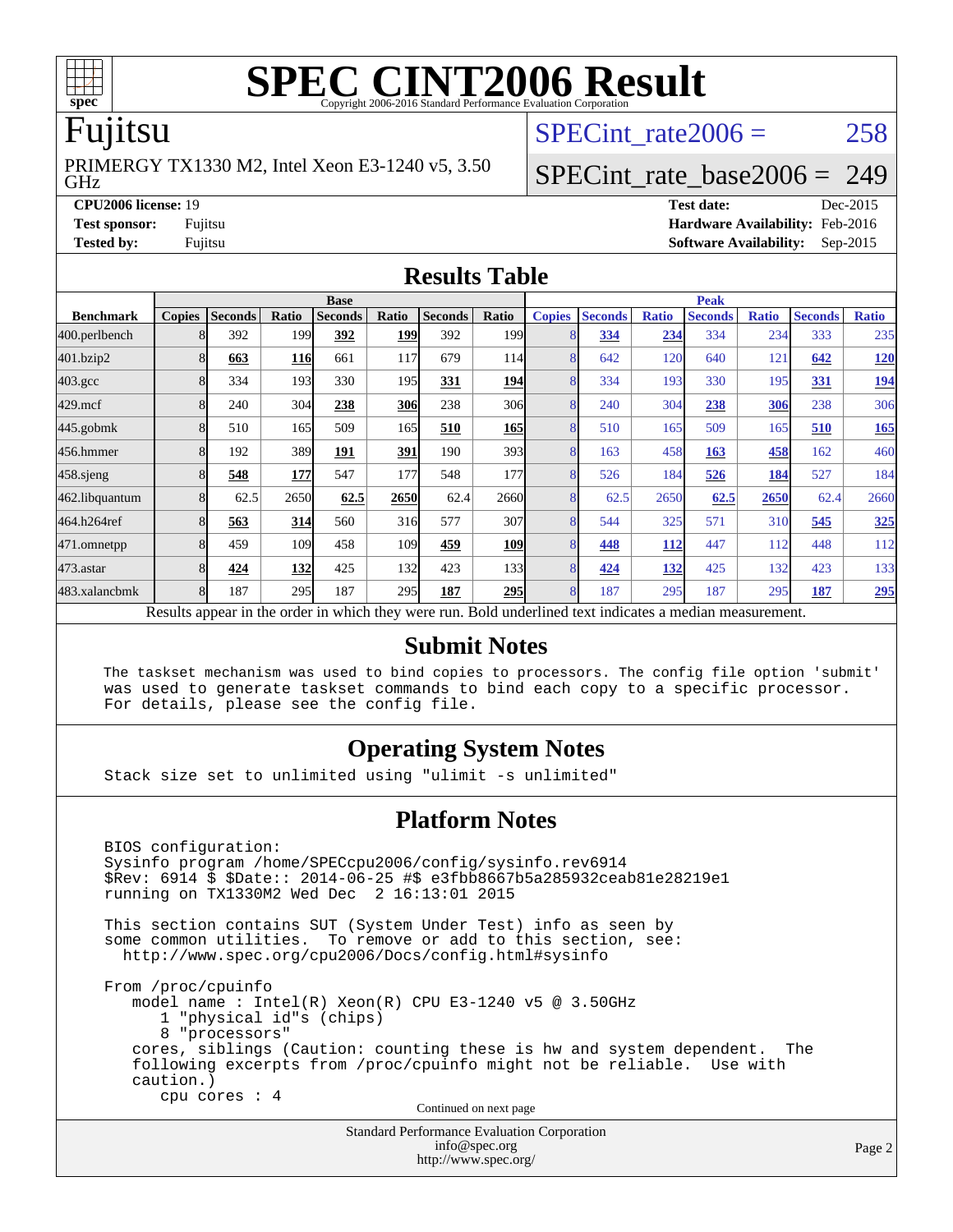# SPEC CINT2006 Result

Copyright 2006-2016 Standard Performance Evaluation Corporation

## Fujitsu

PRIMERGY TX1330 M2, Intel Xeon E3-1240 v5, 3.50 GHz

SPECint_rate2006 = 258

SPECint_rate_base2006 = 249

**CPU2006 license:** 19
**Test sponsor:** Fujitsu
**Tested by:** Fujitsu

**Test date:** Dec-2015
**Hardware Availability:** Feb-2016
**Software Availability:** Sep-2015

## Results Table

| Benchmark | Base | | | | | | | Peak | | | | | | |
|---|---|---|---|---|---|---|---|---|---|---|---|---|---|---|
| | Copies | Seconds | Ratio | Seconds | Ratio | Seconds | Ratio | Copies | Seconds | Ratio | Seconds | Ratio | Seconds | Ratio |
| 400.perlbench | 8 | 392 | 199 | **392** | **199** | 392 | 199 | 8 | **334** | **234** | 334 | 234 | 333 | 235 |
| 401.bzip2 | 8 | **663** | **116** | 661 | 117 | 679 | 114 | 8 | 642 | 120 | 640 | 121 | **642** | **120** |
| 403.gcc | 8 | 334 | 193 | 330 | 195 | **331** | **194** | 8 | 334 | 193 | 330 | 195 | **331** | **194** |
| 429.mcf | 8 | 240 | 304 | **238** | **306** | 238 | 306 | 8 | 240 | 304 | **238** | **306** | 238 | 306 |
| 445.gobmk | 8 | 510 | 165 | 509 | 165 | **510** | **165** | 8 | 510 | 165 | 509 | 165 | **510** | **165** |
| 456.hmmer | 8 | 192 | 389 | **191** | **391** | 190 | 393 | 8 | 163 | 458 | **163** | **458** | 162 | 460 |
| 458.sjeng | 8 | **548** | **177** | 547 | 177 | 548 | 177 | 8 | 526 | 184 | **526** | **184** | 527 | 184 |
| 462.libquantum | 8 | 62.5 | 2650 | **62.5** | **2650** | 62.4 | 2660 | 8 | 62.5 | 2650 | **62.5** | **2650** | 62.4 | 2660 |
| 464.h264ref | 8 | **563** | **314** | 560 | 316 | 577 | 307 | 8 | 544 | 325 | 571 | 310 | **545** | **325** |
| 471.omnetpp | 8 | 459 | 109 | 458 | 109 | **459** | **109** | 8 | **448** | **112** | 447 | 112 | 448 | 112 |
| 473.astar | 8 | **424** | **132** | 425 | 132 | 423 | 133 | 8 | **424** | **132** | 425 | 132 | 423 | 133 |
| 483.xalancbmk | 8 | 187 | 295 | 187 | 295 | **187** | **295** | 8 | 187 | 295 | 187 | 295 | **187** | **295** |

Results appear in the order in which they were run. Bold underlined text indicates a median measurement.

## Submit Notes

```
The taskset mechanism was used to bind copies to processors. The config file option 'submit'
was used to generate taskset commands to bind each copy to a specific processor.
For details, please see the config file.
```

## Operating System Notes

```
Stack size set to unlimited using "ulimit -s unlimited"
```

## Platform Notes

```
BIOS configuration:
Sysinfo program /home/SPECcpu2006/config/sysinfo.rev6914
$Rev: 6914 $ $Date:: 2014-06-25 #$ e3fbb8667b5a285932ceab81e28219e1
running on TX1330M2 Wed Dec  2 16:13:01 2015

This section contains SUT (System Under Test) info as seen by
some common utilities.  To remove or add to this section, see:
  http://www.spec.org/cpu2006/Docs/config.html#sysinfo

From /proc/cpuinfo
   model name : Intel(R) Xeon(R) CPU E3-1240 v5 @ 3.50GHz
      1 "physical id"s (chips)
      8 "processors"
   cores, siblings (Caution: counting these is hw and system dependent.  The
   following excerpts from /proc/cpuinfo might not be reliable.  Use with
   caution.)
      cpu cores : 4
```

Continued on next page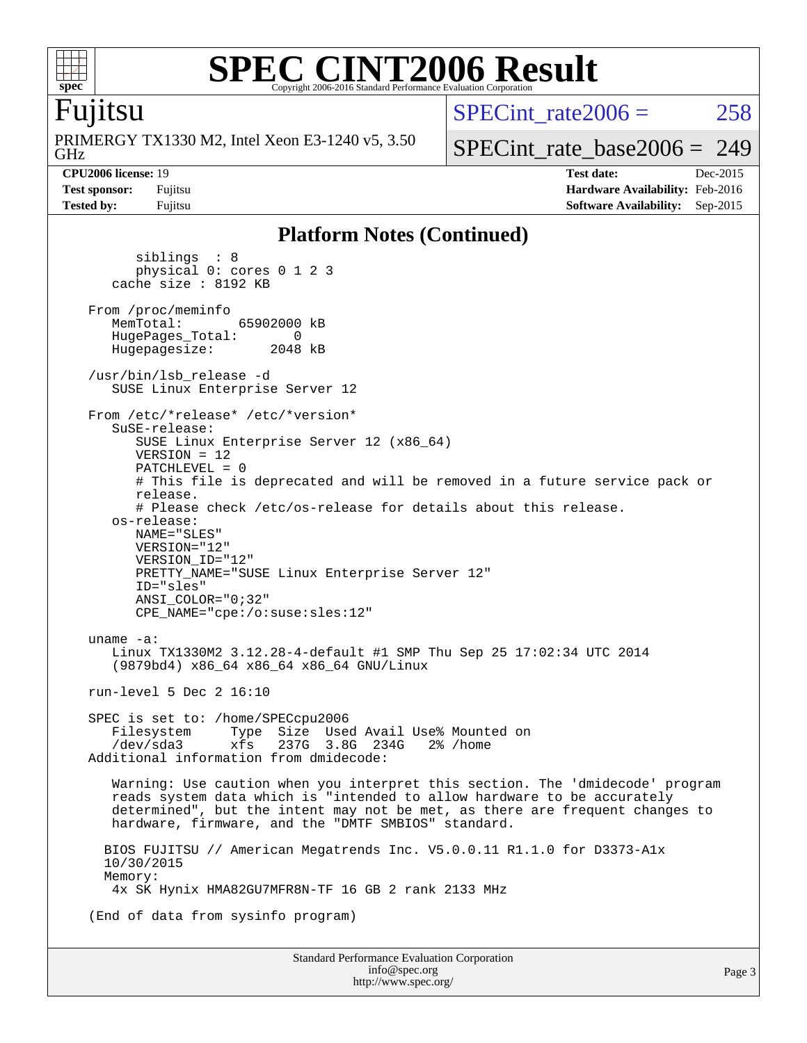# SPEC CINT2006 Result

Copyright 2006-2016 Standard Performance Evaluation Corporation

## Fujitsu

PRIMERGY TX1330 M2, Intel Xeon E3-1240 v5, 3.50 GHz

SPECint_rate2006 = 258

SPECint_rate_base2006 = 249

**CPU2006 license:** 19
**Test sponsor:** Fujitsu
**Tested by:** Fujitsu

**Test date:** Dec-2015
**Hardware Availability:** Feb-2016
**Software Availability:** Sep-2015

### Platform Notes (Continued)

```
        siblings  : 8
        physical 0: cores 0 1 2 3
     cache size : 8192 KB

  From /proc/meminfo
     MemTotal:       65902000 kB
     HugePages_Total:       0
     Hugepagesize:       2048 kB

  /usr/bin/lsb_release -d
     SUSE Linux Enterprise Server 12

  From /etc/*release* /etc/*version*
     SuSE-release:
        SUSE Linux Enterprise Server 12 (x86_64)
        VERSION = 12
        PATCHLEVEL = 0
        # This file is deprecated and will be removed in a future service pack or
        release.
        # Please check /etc/os-release for details about this release.
     os-release:
        NAME="SLES"
        VERSION="12"
        VERSION_ID="12"
        PRETTY_NAME="SUSE Linux Enterprise Server 12"
        ID="sles"
        ANSI_COLOR="0;32"
        CPE_NAME="cpe:/o:suse:sles:12"

  uname -a:
     Linux TX1330M2 3.12.28-4-default #1 SMP Thu Sep 25 17:02:34 UTC 2014
     (9879bd4) x86_64 x86_64 x86_64 GNU/Linux

  run-level 5 Dec 2 16:10

  SPEC is set to: /home/SPECcpu2006
     Filesystem     Type  Size  Used Avail Use% Mounted on
     /dev/sda3      xfs   237G  3.8G  234G   2% /home
  Additional information from dmidecode:

     Warning: Use caution when you interpret this section. The 'dmidecode' program
     reads system data which is "intended to allow hardware to be accurately
     determined", but the intent may not be met, as there are frequent changes to
     hardware, firmware, and the "DMTF SMBIOS" standard.

    BIOS FUJITSU // American Megatrends Inc. V5.0.0.11 R1.1.0 for D3373-A1x
    10/30/2015
    Memory:
     4x SK Hynix HMA82GU7MFR8N-TF 16 GB 2 rank 2133 MHz

  (End of data from sysinfo program)
```

Standard Performance Evaluation Corporation
info@spec.org
http://www.spec.org/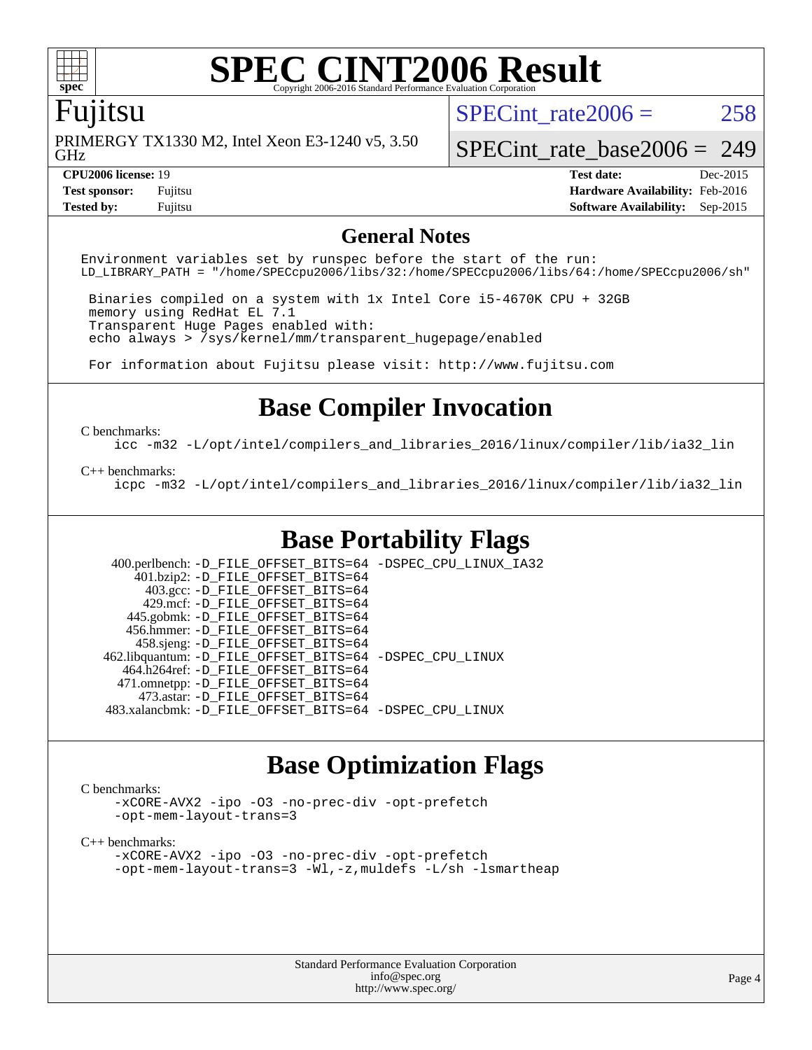# SPEC CINT2006 Result

Copyright 2006-2016 Standard Performance Evaluation Corporation

## Fujitsu

PRIMERGY TX1330 M2, Intel Xeon E3-1240 v5, 3.50 GHz

SPECint_rate2006 = 258

SPECint_rate_base2006 = 249

| | | | |
|---|---|---|---|
| **CPU2006 license:** 19 | | **Test date:** | Dec-2015 |
| **Test sponsor:** | Fujitsu | **Hardware Availability:** | Feb-2016 |
| **Tested by:** | Fujitsu | **Software Availability:** | Sep-2015 |

## General Notes

```
Environment variables set by runspec before the start of the run:
LD_LIBRARY_PATH = "/home/SPECcpu2006/libs/32:/home/SPECcpu2006/libs/64:/home/SPECcpu2006/sh"

 Binaries compiled on a system with 1x Intel Core i5-4670K CPU + 32GB
 memory using RedHat EL 7.1
 Transparent Huge Pages enabled with:
 echo always > /sys/kernel/mm/transparent_hugepage/enabled

 For information about Fujitsu please visit: http://www.fujitsu.com
```

## Base Compiler Invocation

C benchmarks:

```
icc -m32 -L/opt/intel/compilers_and_libraries_2016/linux/compiler/lib/ia32_lin
```

C++ benchmarks:

```
icpc -m32 -L/opt/intel/compilers_and_libraries_2016/linux/compiler/lib/ia32_lin
```

## Base Portability Flags

| Benchmark | Flags |
|---|---|
| 400.perlbench: | -D_FILE_OFFSET_BITS=64 -DSPEC_CPU_LINUX_IA32 |
| 401.bzip2: | -D_FILE_OFFSET_BITS=64 |
| 403.gcc: | -D_FILE_OFFSET_BITS=64 |
| 429.mcf: | -D_FILE_OFFSET_BITS=64 |
| 445.gobmk: | -D_FILE_OFFSET_BITS=64 |
| 456.hmmer: | -D_FILE_OFFSET_BITS=64 |
| 458.sjeng: | -D_FILE_OFFSET_BITS=64 |
| 462.libquantum: | -D_FILE_OFFSET_BITS=64 -DSPEC_CPU_LINUX |
| 464.h264ref: | -D_FILE_OFFSET_BITS=64 |
| 471.omnetpp: | -D_FILE_OFFSET_BITS=64 |
| 473.astar: | -D_FILE_OFFSET_BITS=64 |
| 483.xalancbmk: | -D_FILE_OFFSET_BITS=64 -DSPEC_CPU_LINUX |

## Base Optimization Flags

C benchmarks:

```
-xCORE-AVX2 -ipo -O3 -no-prec-div -opt-prefetch
-opt-mem-layout-trans=3
```

C++ benchmarks:

```
-xCORE-AVX2 -ipo -O3 -no-prec-div -opt-prefetch
-opt-mem-layout-trans=3 -Wl,-z,muldefs -L/sh -lsmartheap
```

Standard Performance Evaluation Corporation
info@spec.org
http://www.spec.org/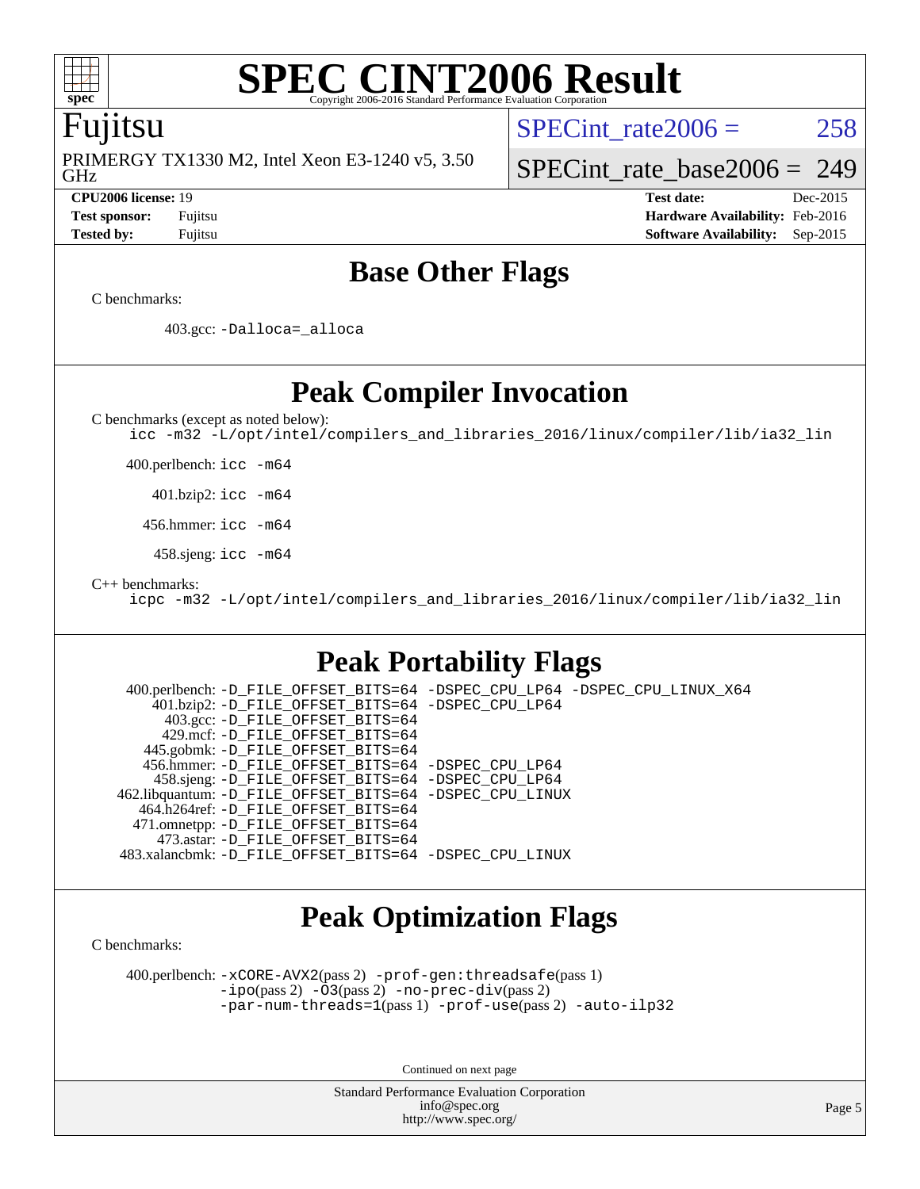# SPEC CINT2006 Result

Copyright 2006-2016 Standard Performance Evaluation Corporation

## Fujitsu

PRIMERGY TX1330 M2, Intel Xeon E3-1240 v5, 3.50 GHz

SPECint_rate2006 = 258

SPECint_rate_base2006 = 249

**CPU2006 license:** 19
**Test sponsor:** Fujitsu
**Tested by:** Fujitsu

**Test date:** Dec-2015
**Hardware Availability:** Feb-2016
**Software Availability:** Sep-2015

## Base Other Flags

C benchmarks:

403.gcc: -Dalloca=_alloca

## Peak Compiler Invocation

C benchmarks (except as noted below):
icc -m32 -L/opt/intel/compilers_and_libraries_2016/linux/compiler/lib/ia32_lin

400.perlbench: icc -m64

401.bzip2: icc -m64

456.hmmer: icc -m64

458.sjeng: icc -m64

C++ benchmarks:
icpc -m32 -L/opt/intel/compilers_and_libraries_2016/linux/compiler/lib/ia32_lin

## Peak Portability Flags

400.perlbench: -D_FILE_OFFSET_BITS=64 -DSPEC_CPU_LP64 -DSPEC_CPU_LINUX_X64
401.bzip2: -D_FILE_OFFSET_BITS=64 -DSPEC_CPU_LP64
403.gcc: -D_FILE_OFFSET_BITS=64
429.mcf: -D_FILE_OFFSET_BITS=64
445.gobmk: -D_FILE_OFFSET_BITS=64
456.hmmer: -D_FILE_OFFSET_BITS=64 -DSPEC_CPU_LP64
458.sjeng: -D_FILE_OFFSET_BITS=64 -DSPEC_CPU_LP64
462.libquantum: -D_FILE_OFFSET_BITS=64 -DSPEC_CPU_LINUX
464.h264ref: -D_FILE_OFFSET_BITS=64
471.omnetpp: -D_FILE_OFFSET_BITS=64
473.astar: -D_FILE_OFFSET_BITS=64
483.xalancbmk: -D_FILE_OFFSET_BITS=64 -DSPEC_CPU_LINUX

## Peak Optimization Flags

C benchmarks:

400.perlbench: -xCORE-AVX2(pass 2) -prof-gen:threadsafe(pass 1) -ipo(pass 2) -O3(pass 2) -no-prec-div(pass 2) -par-num-threads=1(pass 1) -prof-use(pass 2) -auto-ilp32

Continued on next page

Standard Performance Evaluation Corporation
info@spec.org
http://www.spec.org/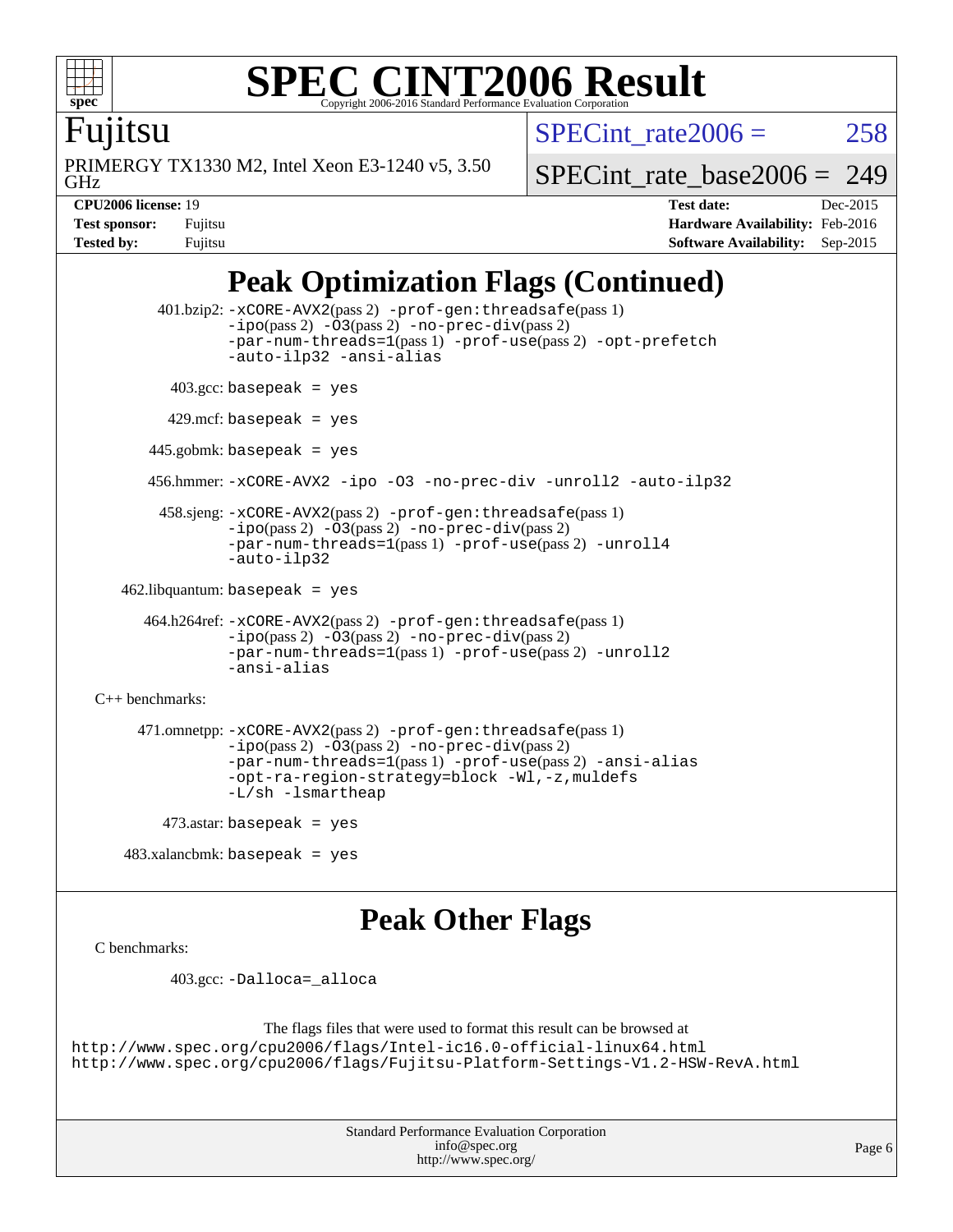# Peak Optimization Flags (Continued)

401.bzip2: `-xCORE-AVX2`(pass 2) `-prof-gen:threadsafe`(pass 1) `-ipo`(pass 2) `-O3`(pass 2) `-no-prec-div`(pass 2) `-par-num-threads=1`(pass 1) `-prof-use`(pass 2) `-opt-prefetch` `-auto-ilp32` `-ansi-alias`

403.gcc: `basepeak = yes`

429.mcf: `basepeak = yes`

445.gobmk: `basepeak = yes`

456.hmmer: `-xCORE-AVX2 -ipo -O3 -no-prec-div -unroll2 -auto-ilp32`

458.sjeng: `-xCORE-AVX2`(pass 2) `-prof-gen:threadsafe`(pass 1) `-ipo`(pass 2) `-O3`(pass 2) `-no-prec-div`(pass 2) `-par-num-threads=1`(pass 1) `-prof-use`(pass 2) `-unroll4` `-auto-ilp32`

462.libquantum: `basepeak = yes`

464.h264ref: `-xCORE-AVX2`(pass 2) `-prof-gen:threadsafe`(pass 1) `-ipo`(pass 2) `-O3`(pass 2) `-no-prec-div`(pass 2) `-par-num-threads=1`(pass 1) `-prof-use`(pass 2) `-unroll2` `-ansi-alias`

C++ benchmarks:

471.omnetpp: `-xCORE-AVX2`(pass 2) `-prof-gen:threadsafe`(pass 1) `-ipo`(pass 2) `-O3`(pass 2) `-no-prec-div`(pass 2) `-par-num-threads=1`(pass 1) `-prof-use`(pass 2) `-ansi-alias` `-opt-ra-region-strategy=block` `-Wl,-z,muldefs` `-L/sh -lsmartheap`

473.astar: `basepeak = yes`

483.xalancbmk: `basepeak = yes`

# Peak Other Flags

C benchmarks:

403.gcc: `-Dalloca=_alloca`

The flags files that were used to format this result can be browsed at
http://www.spec.org/cpu2006/flags/Intel-ic16.0-official-linux64.html
http://www.spec.org/cpu2006/flags/Fujitsu-Platform-Settings-V1.2-HSW-RevA.html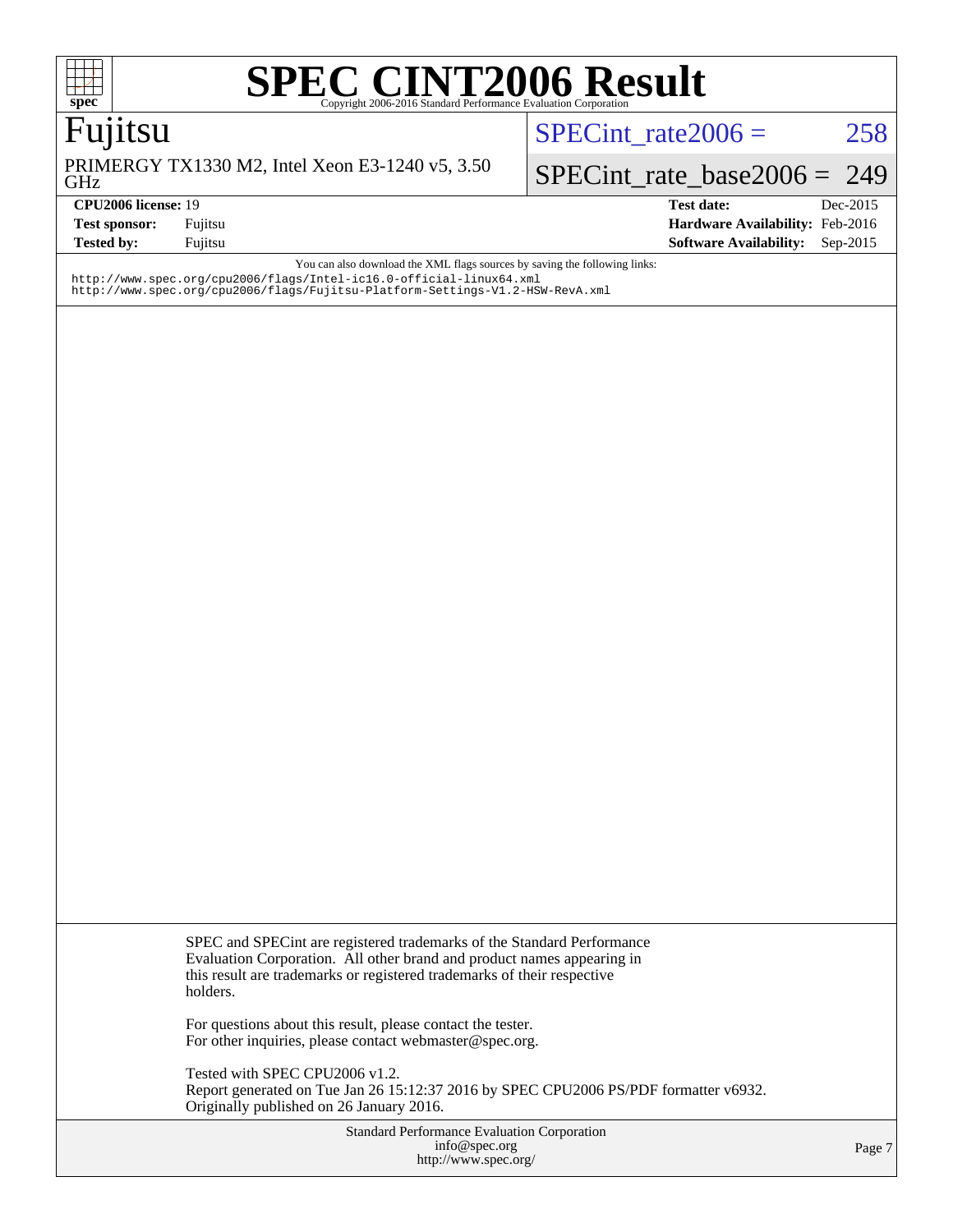You can also download the XML flags sources by saving the following links:

http://www.spec.org/cpu2006/flags/Intel-ic16.0-official-linux64.xml
http://www.spec.org/cpu2006/flags/Fujitsu-Platform-Settings-V1.2-HSW-RevA.xml

SPEC and SPECint are registered trademarks of the Standard Performance Evaluation Corporation. All other brand and product names appearing in this result are trademarks or registered trademarks of their respective holders.

For questions about this result, please contact the tester.
For other inquiries, please contact webmaster@spec.org.

Tested with SPEC CPU2006 v1.2.
Report generated on Tue Jan 26 15:12:37 2016 by SPEC CPU2006 PS/PDF formatter v6932.
Originally published on 26 January 2016.